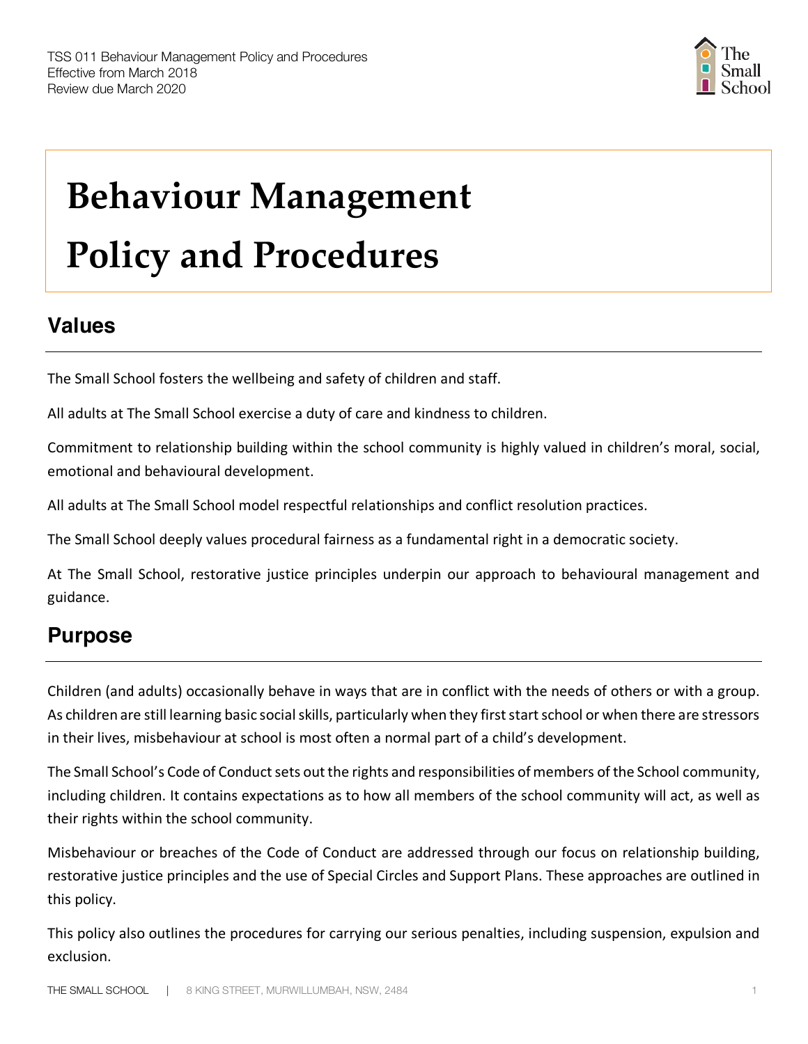TSS 011 Behaviour Management Policy and Procedures
Effective from March 2018
Review due March 2020

# Behaviour Management Policy and Procedures

## Values

The Small School fosters the wellbeing and safety of children and staff.

All adults at The Small School exercise a duty of care and kindness to children.

Commitment to relationship building within the school community is highly valued in children's moral, social, emotional and behavioural development.

All adults at The Small School model respectful relationships and conflict resolution practices.

The Small School deeply values procedural fairness as a fundamental right in a democratic society.

At The Small School, restorative justice principles underpin our approach to behavioural management and guidance.

## Purpose

Children (and adults) occasionally behave in ways that are in conflict with the needs of others or with a group. As children are still learning basic social skills, particularly when they first start school or when there are stressors in their lives, misbehaviour at school is most often a normal part of a child's development.

The Small School's Code of Conduct sets out the rights and responsibilities of members of the School community, including children. It contains expectations as to how all members of the school community will act, as well as their rights within the school community.

Misbehaviour or breaches of the Code of Conduct are addressed through our focus on relationship building, restorative justice principles and the use of Special Circles and Support Plans. These approaches are outlined in this policy.

This policy also outlines the procedures for carrying our serious penalties, including suspension, expulsion and exclusion.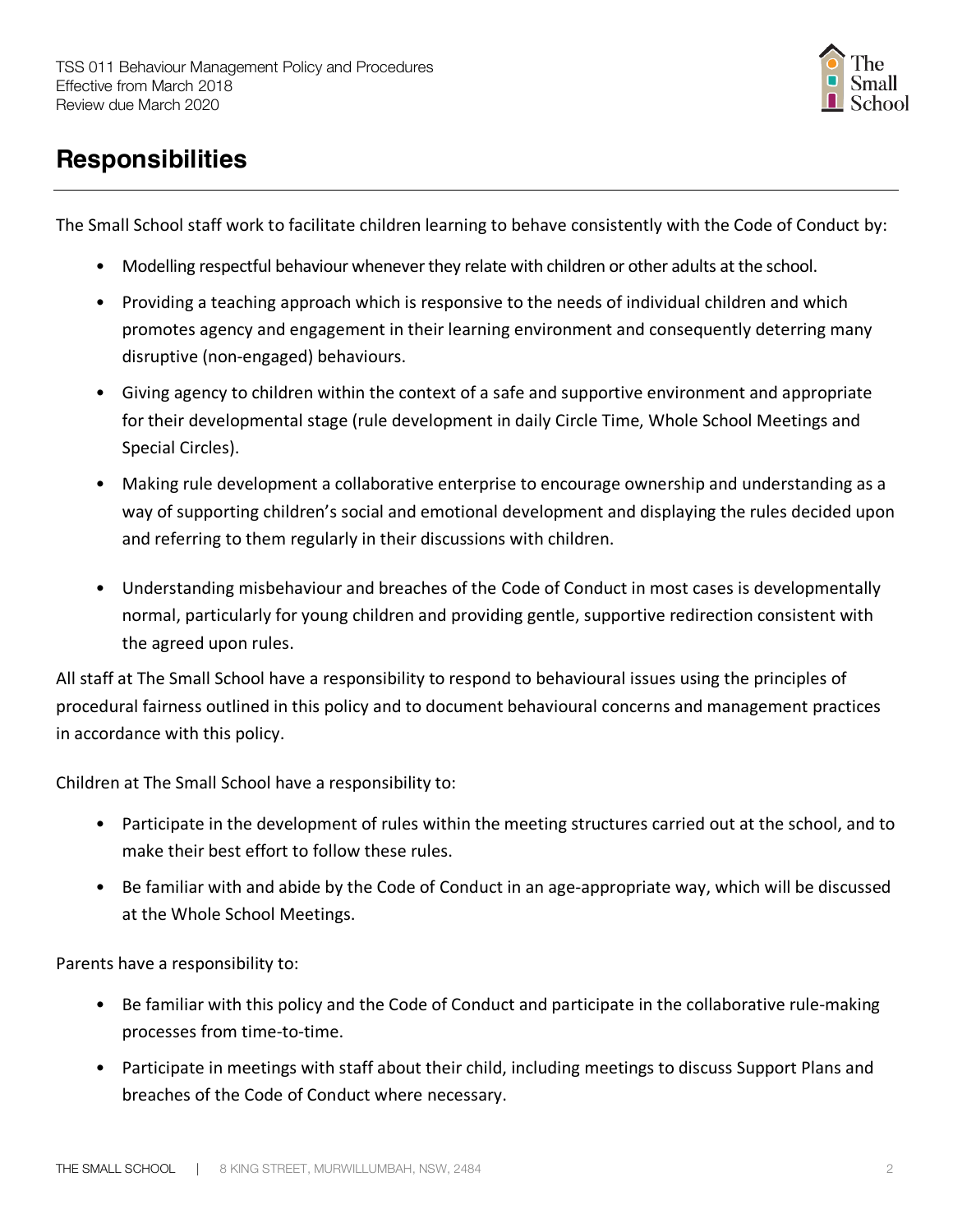## Responsibilities

The Small School staff work to facilitate children learning to behave consistently with the Code of Conduct by:

- Modelling respectful behaviour whenever they relate with children or other adults at the school.
- Providing a teaching approach which is responsive to the needs of individual children and which promotes agency and engagement in their learning environment and consequently deterring many disruptive (non-engaged) behaviours.
- Giving agency to children within the context of a safe and supportive environment and appropriate for their developmental stage (rule development in daily Circle Time, Whole School Meetings and Special Circles).
- Making rule development a collaborative enterprise to encourage ownership and understanding as a way of supporting children's social and emotional development and displaying the rules decided upon and referring to them regularly in their discussions with children.
- Understanding misbehaviour and breaches of the Code of Conduct in most cases is developmentally normal, particularly for young children and providing gentle, supportive redirection consistent with the agreed upon rules.

All staff at The Small School have a responsibility to respond to behavioural issues using the principles of procedural fairness outlined in this policy and to document behavioural concerns and management practices in accordance with this policy.

Children at The Small School have a responsibility to:

- Participate in the development of rules within the meeting structures carried out at the school, and to make their best effort to follow these rules.
- Be familiar with and abide by the Code of Conduct in an age-appropriate way, which will be discussed at the Whole School Meetings.

Parents have a responsibility to:

- Be familiar with this policy and the Code of Conduct and participate in the collaborative rule-making processes from time-to-time.
- Participate in meetings with staff about their child, including meetings to discuss Support Plans and breaches of the Code of Conduct where necessary.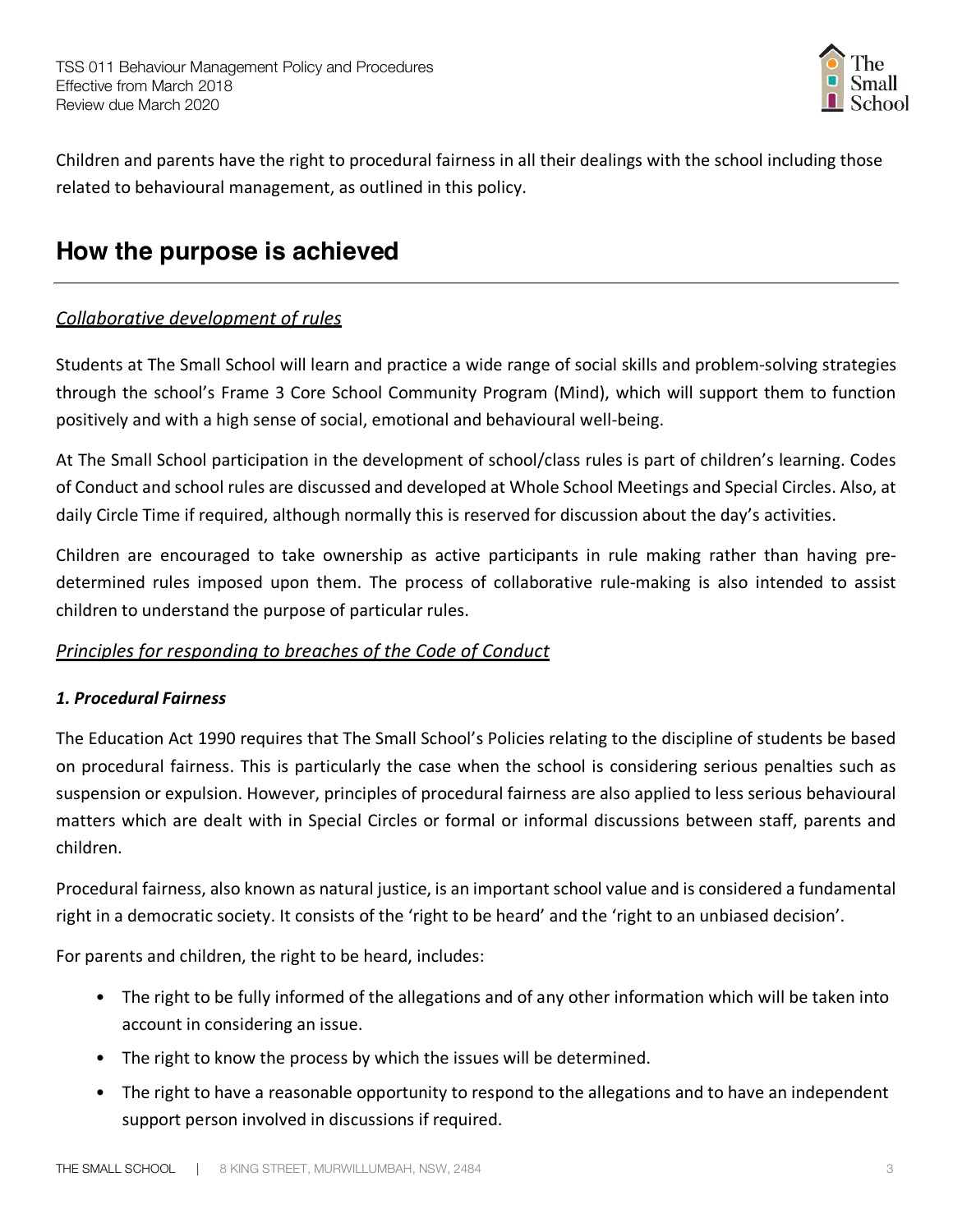Children and parents have the right to procedural fairness in all their dealings with the school including those related to behavioural management, as outlined in this policy.

## How the purpose is achieved

*Collaborative development of rules*

Students at The Small School will learn and practice a wide range of social skills and problem-solving strategies through the school's Frame 3 Core School Community Program (Mind), which will support them to function positively and with a high sense of social, emotional and behavioural well-being.

At The Small School participation in the development of school/class rules is part of children's learning. Codes of Conduct and school rules are discussed and developed at Whole School Meetings and Special Circles. Also, at daily Circle Time if required, although normally this is reserved for discussion about the day's activities.

Children are encouraged to take ownership as active participants in rule making rather than having pre-determined rules imposed upon them. The process of collaborative rule-making is also intended to assist children to understand the purpose of particular rules.

*Principles for responding to breaches of the Code of Conduct*

***1. Procedural Fairness***

The Education Act 1990 requires that The Small School's Policies relating to the discipline of students be based on procedural fairness. This is particularly the case when the school is considering serious penalties such as suspension or expulsion. However, principles of procedural fairness are also applied to less serious behavioural matters which are dealt with in Special Circles or formal or informal discussions between staff, parents and children.

Procedural fairness, also known as natural justice, is an important school value and is considered a fundamental right in a democratic society. It consists of the 'right to be heard' and the 'right to an unbiased decision'.

For parents and children, the right to be heard, includes:

- The right to be fully informed of the allegations and of any other information which will be taken into account in considering an issue.
- The right to know the process by which the issues will be determined.
- The right to have a reasonable opportunity to respond to the allegations and to have an independent support person involved in discussions if required.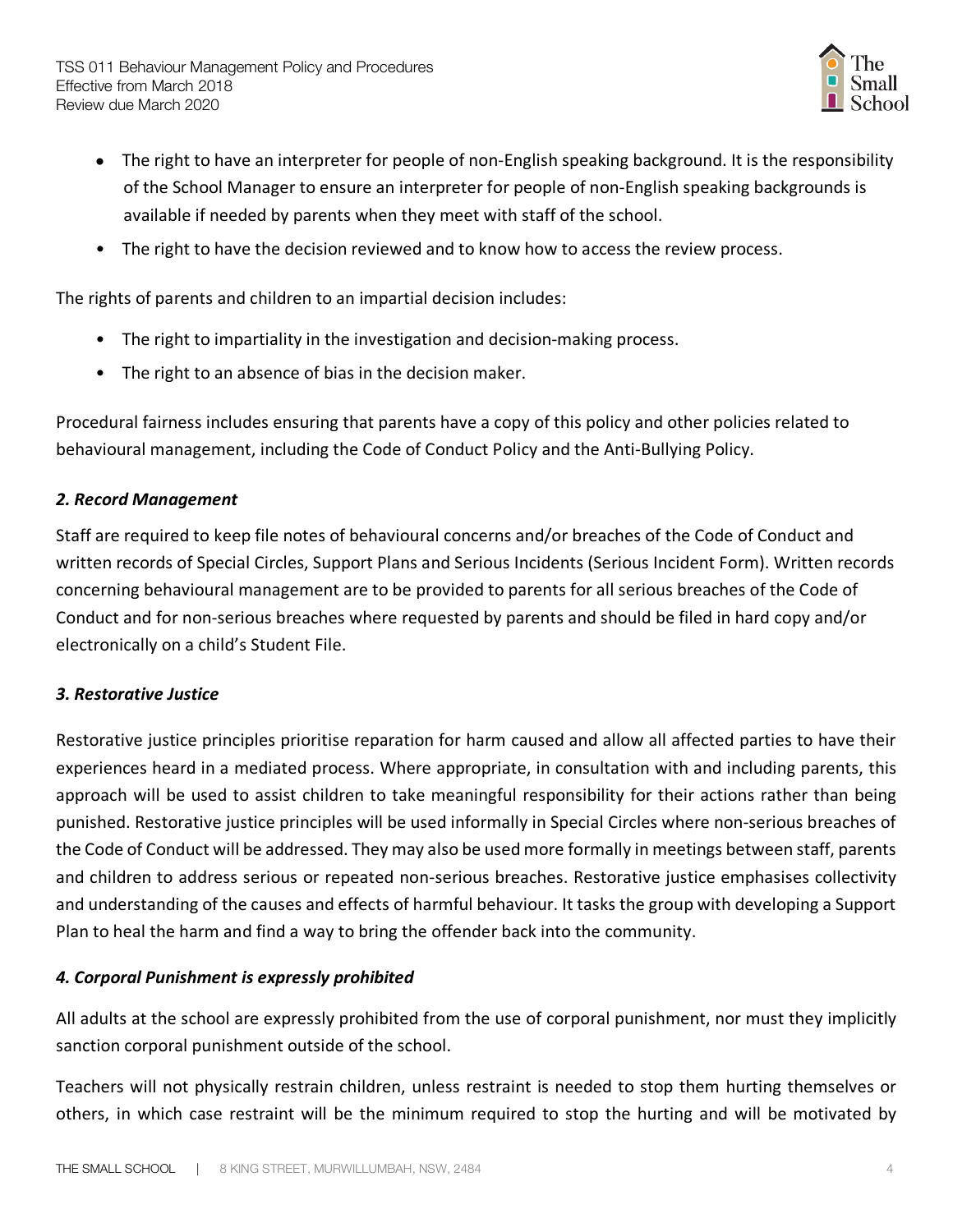- The right to have an interpreter for people of non-English speaking background. It is the responsibility of the School Manager to ensure an interpreter for people of non-English speaking backgrounds is available if needed by parents when they meet with staff of the school.
- The right to have the decision reviewed and to know how to access the review process.

The rights of parents and children to an impartial decision includes:

- The right to impartiality in the investigation and decision-making process.
- The right to an absence of bias in the decision maker.

Procedural fairness includes ensuring that parents have a copy of this policy and other policies related to behavioural management, including the Code of Conduct Policy and the Anti-Bullying Policy.

### *2. Record Management*

Staff are required to keep file notes of behavioural concerns and/or breaches of the Code of Conduct and written records of Special Circles, Support Plans and Serious Incidents (Serious Incident Form). Written records concerning behavioural management are to be provided to parents for all serious breaches of the Code of Conduct and for non-serious breaches where requested by parents and should be filed in hard copy and/or electronically on a child's Student File.

### *3. Restorative Justice*

Restorative justice principles prioritise reparation for harm caused and allow all affected parties to have their experiences heard in a mediated process. Where appropriate, in consultation with and including parents, this approach will be used to assist children to take meaningful responsibility for their actions rather than being punished. Restorative justice principles will be used informally in Special Circles where non-serious breaches of the Code of Conduct will be addressed. They may also be used more formally in meetings between staff, parents and children to address serious or repeated non-serious breaches. Restorative justice emphasises collectivity and understanding of the causes and effects of harmful behaviour. It tasks the group with developing a Support Plan to heal the harm and find a way to bring the offender back into the community.

### *4. Corporal Punishment is expressly prohibited*

All adults at the school are expressly prohibited from the use of corporal punishment, nor must they implicitly sanction corporal punishment outside of the school.

Teachers will not physically restrain children, unless restraint is needed to stop them hurting themselves or others, in which case restraint will be the minimum required to stop the hurting and will be motivated by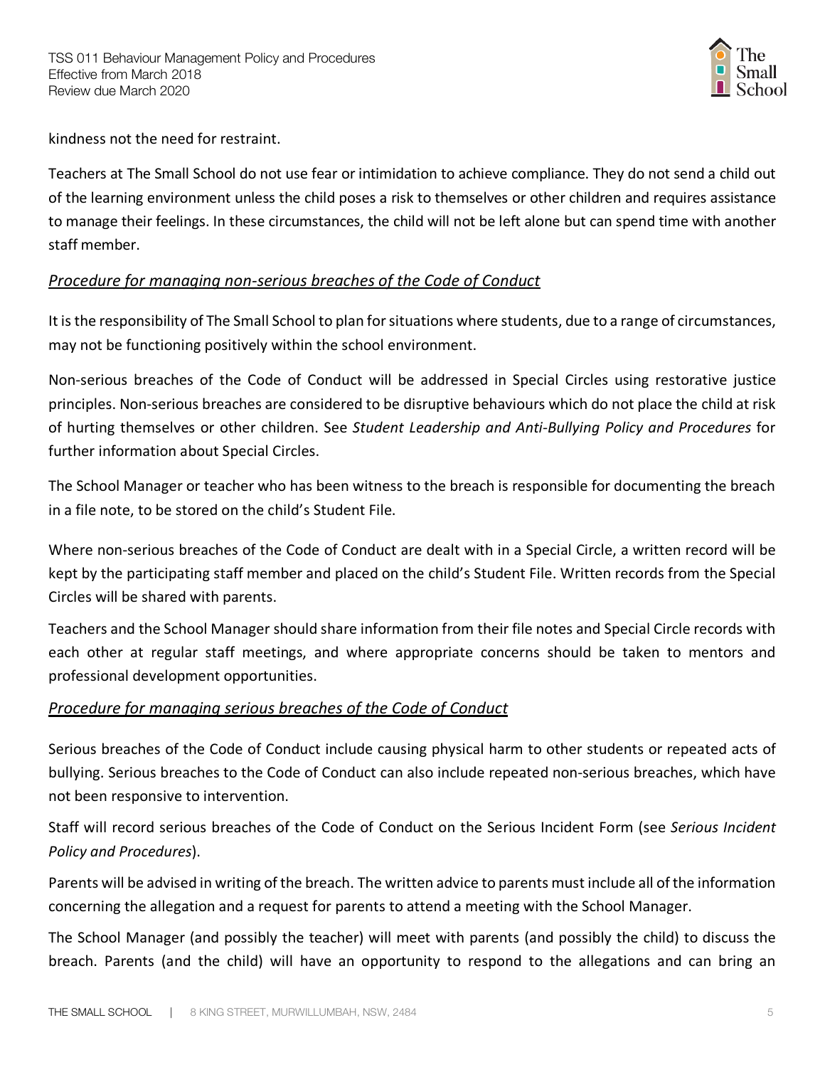kindness not the need for restraint.

Teachers at The Small School do not use fear or intimidation to achieve compliance. They do not send a child out of the learning environment unless the child poses a risk to themselves or other children and requires assistance to manage their feelings. In these circumstances, the child will not be left alone but can spend time with another staff member.

*Procedure for managing non-serious breaches of the Code of Conduct*

It is the responsibility of The Small School to plan for situations where students, due to a range of circumstances, may not be functioning positively within the school environment.

Non-serious breaches of the Code of Conduct will be addressed in Special Circles using restorative justice principles. Non-serious breaches are considered to be disruptive behaviours which do not place the child at risk of hurting themselves or other children. See *Student Leadership and Anti-Bullying Policy and Procedures* for further information about Special Circles.

The School Manager or teacher who has been witness to the breach is responsible for documenting the breach in a file note, to be stored on the child's Student File.

Where non-serious breaches of the Code of Conduct are dealt with in a Special Circle, a written record will be kept by the participating staff member and placed on the child's Student File. Written records from the Special Circles will be shared with parents.

Teachers and the School Manager should share information from their file notes and Special Circle records with each other at regular staff meetings, and where appropriate concerns should be taken to mentors and professional development opportunities.

*Procedure for managing serious breaches of the Code of Conduct*

Serious breaches of the Code of Conduct include causing physical harm to other students or repeated acts of bullying. Serious breaches to the Code of Conduct can also include repeated non-serious breaches, which have not been responsive to intervention.

Staff will record serious breaches of the Code of Conduct on the Serious Incident Form (see *Serious Incident Policy and Procedures*).

Parents will be advised in writing of the breach. The written advice to parents must include all of the information concerning the allegation and a request for parents to attend a meeting with the School Manager.

The School Manager (and possibly the teacher) will meet with parents (and possibly the child) to discuss the breach. Parents (and the child) will have an opportunity to respond to the allegations and can bring an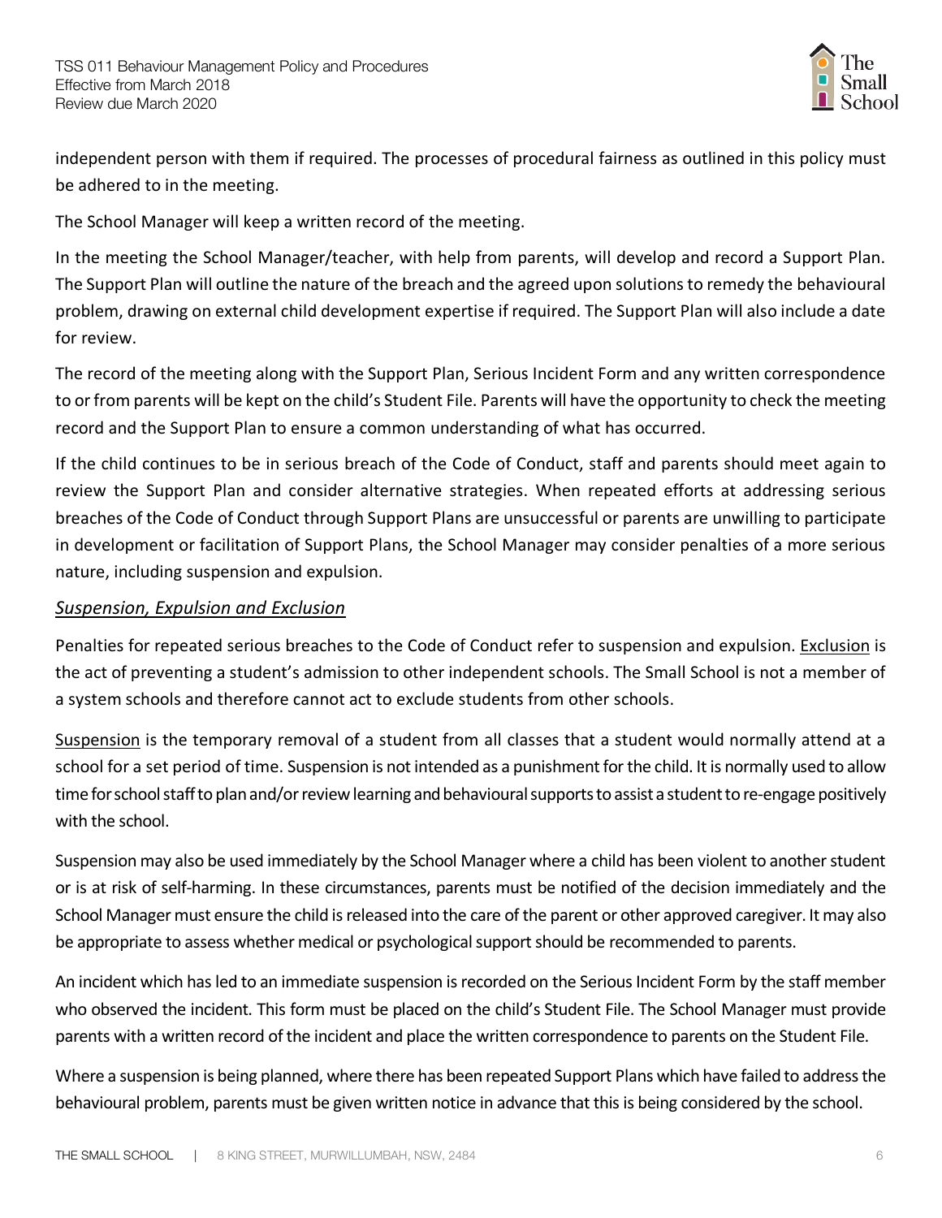independent person with them if required. The processes of procedural fairness as outlined in this policy must be adhered to in the meeting.

The School Manager will keep a written record of the meeting.

In the meeting the School Manager/teacher, with help from parents, will develop and record a Support Plan. The Support Plan will outline the nature of the breach and the agreed upon solutions to remedy the behavioural problem, drawing on external child development expertise if required. The Support Plan will also include a date for review.

The record of the meeting along with the Support Plan, Serious Incident Form and any written correspondence to or from parents will be kept on the child's Student File. Parents will have the opportunity to check the meeting record and the Support Plan to ensure a common understanding of what has occurred.

If the child continues to be in serious breach of the Code of Conduct, staff and parents should meet again to review the Support Plan and consider alternative strategies. When repeated efforts at addressing serious breaches of the Code of Conduct through Support Plans are unsuccessful or parents are unwilling to participate in development or facilitation of Support Plans, the School Manager may consider penalties of a more serious nature, including suspension and expulsion.

### *Suspension, Expulsion and Exclusion*

Penalties for repeated serious breaches to the Code of Conduct refer to suspension and expulsion. Exclusion is the act of preventing a student's admission to other independent schools. The Small School is not a member of a system schools and therefore cannot act to exclude students from other schools.

Suspension is the temporary removal of a student from all classes that a student would normally attend at a school for a set period of time. Suspension is not intended as a punishment for the child. It is normally used to allow time for school staff to plan and/or review learning and behavioural supports to assist a student to re-engage positively with the school.

Suspension may also be used immediately by the School Manager where a child has been violent to another student or is at risk of self-harming. In these circumstances, parents must be notified of the decision immediately and the School Manager must ensure the child is released into the care of the parent or other approved caregiver. It may also be appropriate to assess whether medical or psychological support should be recommended to parents.

An incident which has led to an immediate suspension is recorded on the Serious Incident Form by the staff member who observed the incident. This form must be placed on the child's Student File. The School Manager must provide parents with a written record of the incident and place the written correspondence to parents on the Student File.

Where a suspension is being planned, where there has been repeated Support Plans which have failed to address the behavioural problem, parents must be given written notice in advance that this is being considered by the school.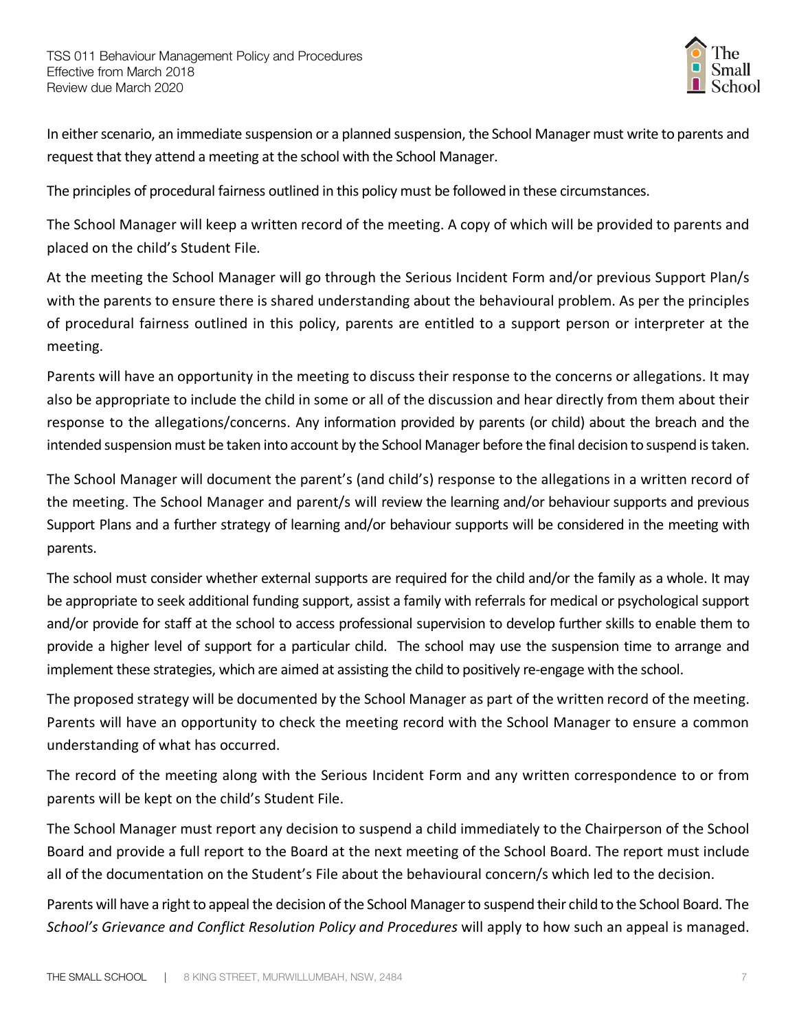In either scenario, an immediate suspension or a planned suspension, the School Manager must write to parents and request that they attend a meeting at the school with the School Manager.

The principles of procedural fairness outlined in this policy must be followed in these circumstances.

The School Manager will keep a written record of the meeting. A copy of which will be provided to parents and placed on the child's Student File.

At the meeting the School Manager will go through the Serious Incident Form and/or previous Support Plan/s with the parents to ensure there is shared understanding about the behavioural problem. As per the principles of procedural fairness outlined in this policy, parents are entitled to a support person or interpreter at the meeting.

Parents will have an opportunity in the meeting to discuss their response to the concerns or allegations. It may also be appropriate to include the child in some or all of the discussion and hear directly from them about their response to the allegations/concerns. Any information provided by parents (or child) about the breach and the intended suspension must be taken into account by the School Manager before the final decision to suspend is taken.

The School Manager will document the parent's (and child's) response to the allegations in a written record of the meeting. The School Manager and parent/s will review the learning and/or behaviour supports and previous Support Plans and a further strategy of learning and/or behaviour supports will be considered in the meeting with parents.

The school must consider whether external supports are required for the child and/or the family as a whole. It may be appropriate to seek additional funding support, assist a family with referrals for medical or psychological support and/or provide for staff at the school to access professional supervision to develop further skills to enable them to provide a higher level of support for a particular child. The school may use the suspension time to arrange and implement these strategies, which are aimed at assisting the child to positively re-engage with the school.

The proposed strategy will be documented by the School Manager as part of the written record of the meeting. Parents will have an opportunity to check the meeting record with the School Manager to ensure a common understanding of what has occurred.

The record of the meeting along with the Serious Incident Form and any written correspondence to or from parents will be kept on the child's Student File.

The School Manager must report any decision to suspend a child immediately to the Chairperson of the School Board and provide a full report to the Board at the next meeting of the School Board. The report must include all of the documentation on the Student's File about the behavioural concern/s which led to the decision.

Parents will have a right to appeal the decision of the School Manager to suspend their child to the School Board. The *School's Grievance and Conflict Resolution Policy and Procedures* will apply to how such an appeal is managed.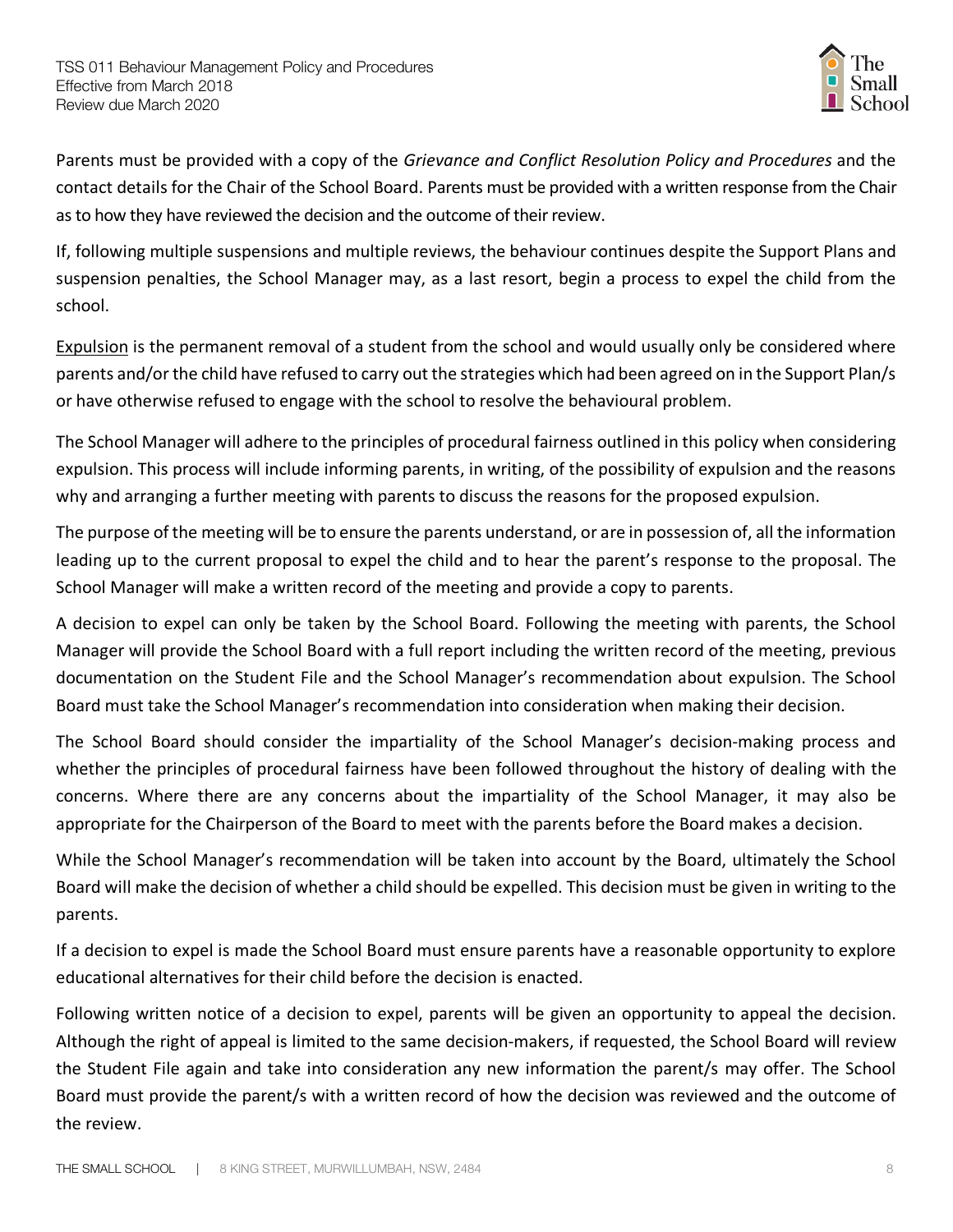Parents must be provided with a copy of the *Grievance and Conflict Resolution Policy and Procedures* and the contact details for the Chair of the School Board. Parents must be provided with a written response from the Chair as to how they have reviewed the decision and the outcome of their review.

If, following multiple suspensions and multiple reviews, the behaviour continues despite the Support Plans and suspension penalties, the School Manager may, as a last resort, begin a process to expel the child from the school.

<u>Expulsion</u> is the permanent removal of a student from the school and would usually only be considered where parents and/or the child have refused to carry out the strategies which had been agreed on in the Support Plan/s or have otherwise refused to engage with the school to resolve the behavioural problem.

The School Manager will adhere to the principles of procedural fairness outlined in this policy when considering expulsion. This process will include informing parents, in writing, of the possibility of expulsion and the reasons why and arranging a further meeting with parents to discuss the reasons for the proposed expulsion.

The purpose of the meeting will be to ensure the parents understand, or are in possession of, all the information leading up to the current proposal to expel the child and to hear the parent's response to the proposal. The School Manager will make a written record of the meeting and provide a copy to parents.

A decision to expel can only be taken by the School Board. Following the meeting with parents, the School Manager will provide the School Board with a full report including the written record of the meeting, previous documentation on the Student File and the School Manager's recommendation about expulsion. The School Board must take the School Manager's recommendation into consideration when making their decision.

The School Board should consider the impartiality of the School Manager's decision-making process and whether the principles of procedural fairness have been followed throughout the history of dealing with the concerns. Where there are any concerns about the impartiality of the School Manager, it may also be appropriate for the Chairperson of the Board to meet with the parents before the Board makes a decision.

While the School Manager's recommendation will be taken into account by the Board, ultimately the School Board will make the decision of whether a child should be expelled. This decision must be given in writing to the parents.

If a decision to expel is made the School Board must ensure parents have a reasonable opportunity to explore educational alternatives for their child before the decision is enacted.

Following written notice of a decision to expel, parents will be given an opportunity to appeal the decision. Although the right of appeal is limited to the same decision-makers, if requested, the School Board will review the Student File again and take into consideration any new information the parent/s may offer. The School Board must provide the parent/s with a written record of how the decision was reviewed and the outcome of the review.